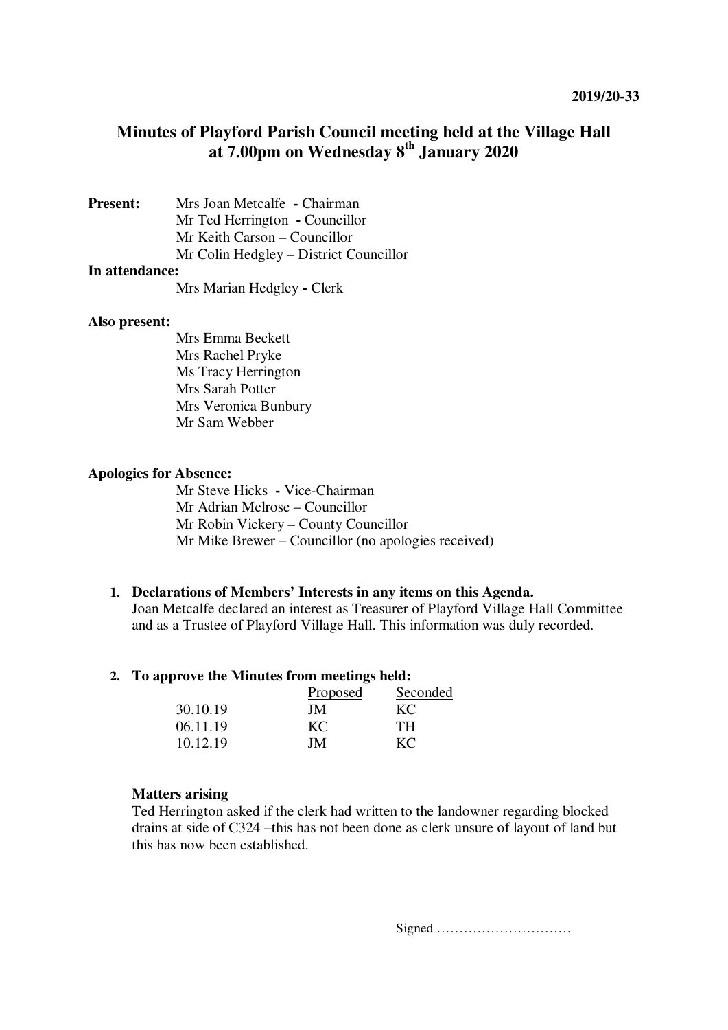2019/20-33

# Minutes of Playford Parish Council meeting held at the Village Hall at 7.00pm on Wednesday 8th January 2020

**Present:**
Mrs Joan Metcalfe - Chairman
Mr Ted Herrington - Councillor
Mr Keith Carson – Councillor
Mr Colin Hedgley – District Councillor

**In attendance:**
Mrs Marian Hedgley - Clerk

**Also present:**
Mrs Emma Beckett
Mrs Rachel Pryke
Ms Tracy Herrington
Mrs Sarah Potter
Mrs Veronica Bunbury
Mr Sam Webber

**Apologies for Absence:**
Mr Steve Hicks - Vice-Chairman
Mr Adrian Melrose – Councillor
Mr Robin Vickery – County Councillor
Mr Mike Brewer – Councillor (no apologies received)

1. **Declarations of Members' Interests in any items on this Agenda.**
   Joan Metcalfe declared an interest as Treasurer of Playford Village Hall Committee and as a Trustee of Playford Village Hall. This information was duly recorded.

2. **To approve the Minutes from meetings held:**

| | Proposed | Seconded |
|---|---|---|
| 30.10.19 | JM | KC |
| 06.11.19 | KC | TH |
| 10.12.19 | JM | KC |

**Matters arising**
Ted Herrington asked if the clerk had written to the landowner regarding blocked drains at side of C324 –this has not been done as clerk unsure of layout of land but this has now been established.

Signed …………………………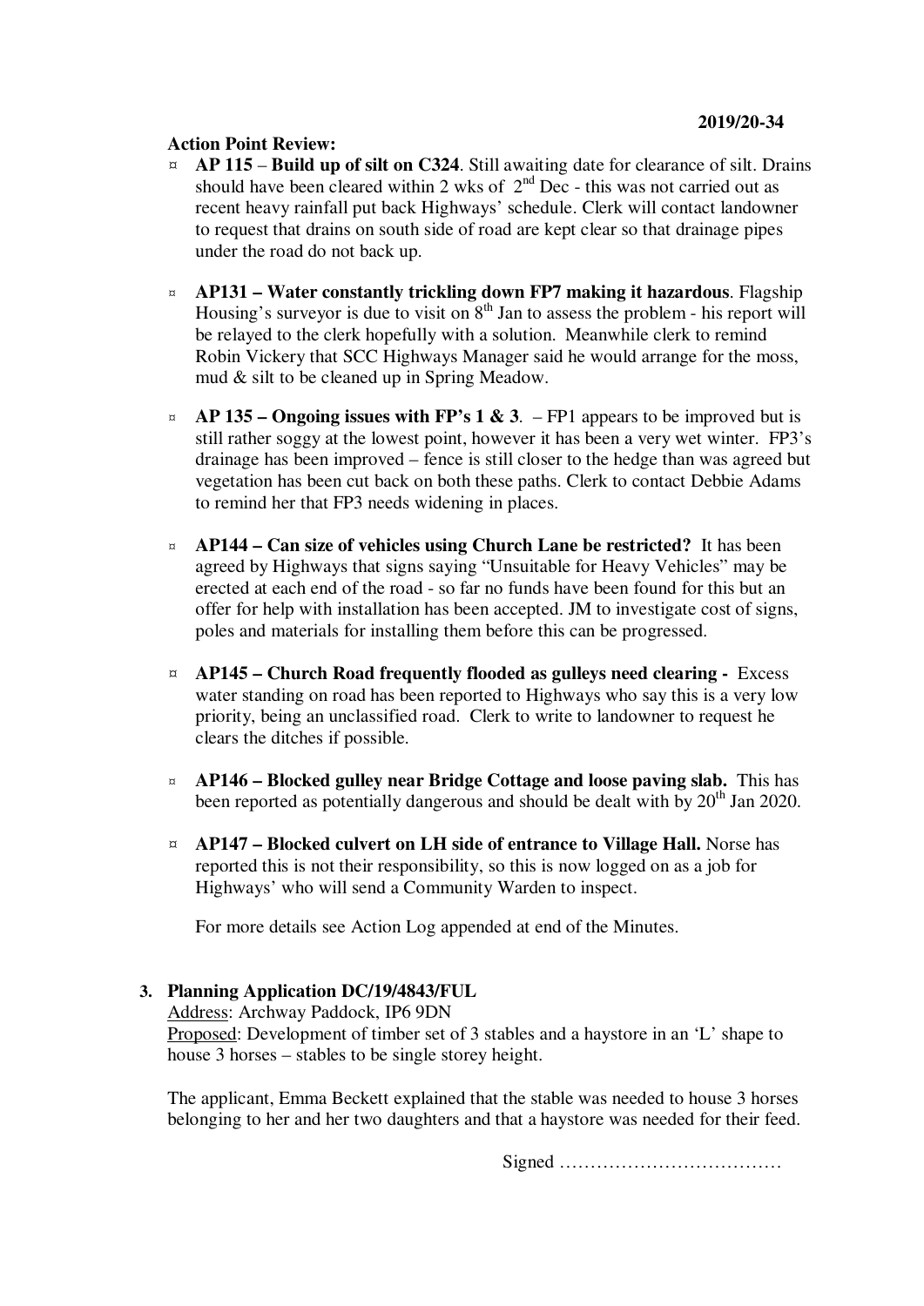2019/20-34

**Action Point Review:**

- **AP 115** – **Build up of silt on C324**. Still awaiting date for clearance of silt. Drains should have been cleared within 2 wks of 2nd Dec - this was not carried out as recent heavy rainfall put back Highways' schedule. Clerk will contact landowner to request that drains on south side of road are kept clear so that drainage pipes under the road do not back up.

- **AP131 – Water constantly trickling down FP7 making it hazardous**. Flagship Housing's surveyor is due to visit on 8th Jan to assess the problem - his report will be relayed to the clerk hopefully with a solution. Meanwhile clerk to remind Robin Vickery that SCC Highways Manager said he would arrange for the moss, mud & silt to be cleaned up in Spring Meadow.

- **AP 135 – Ongoing issues with FP's 1 & 3**. – FP1 appears to be improved but is still rather soggy at the lowest point, however it has been a very wet winter. FP3's drainage has been improved – fence is still closer to the hedge than was agreed but vegetation has been cut back on both these paths. Clerk to contact Debbie Adams to remind her that FP3 needs widening in places.

- **AP144 – Can size of vehicles using Church Lane be restricted?** It has been agreed by Highways that signs saying "Unsuitable for Heavy Vehicles" may be erected at each end of the road - so far no funds have been found for this but an offer for help with installation has been accepted. JM to investigate cost of signs, poles and materials for installing them before this can be progressed.

- **AP145 – Church Road frequently flooded as gulleys need clearing -** Excess water standing on road has been reported to Highways who say this is a very low priority, being an unclassified road. Clerk to write to landowner to request he clears the ditches if possible.

- **AP146 – Blocked gulley near Bridge Cottage and loose paving slab.** This has been reported as potentially dangerous and should be dealt with by 20th Jan 2020.

- **AP147 – Blocked culvert on LH side of entrance to Village Hall.** Norse has reported this is not their responsibility, so this is now logged on as a job for Highways' who will send a Community Warden to inspect.

For more details see Action Log appended at end of the Minutes.

**3. Planning Application DC/19/4843/FUL**

Address: Archway Paddock, IP6 9DN
Proposed: Development of timber set of 3 stables and a haystore in an 'L' shape to house 3 horses – stables to be single storey height.

The applicant, Emma Beckett explained that the stable was needed to house 3 horses belonging to her and her two daughters and that a haystore was needed for their feed.

Signed ………………………………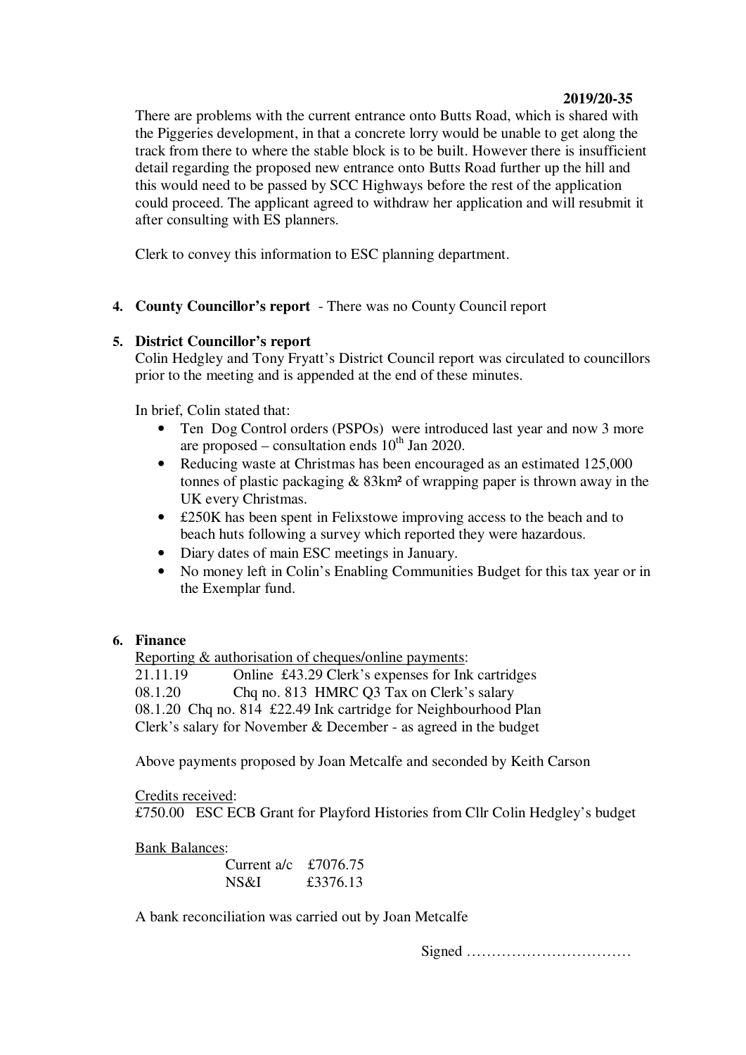There are problems with the current entrance onto Butts Road, which is shared with the Piggeries development, in that a concrete lorry would be unable to get along the track from there to where the stable block is to be built. However there is insufficient detail regarding the proposed new entrance onto Butts Road further up the hill and this would need to be passed by SCC Highways before the rest of the application could proceed. The applicant agreed to withdraw her application and will resubmit it after consulting with ES planners.

Clerk to convey this information to ESC planning department.

4. **County Councillor's report** - There was no County Council report

5. **District Councillor's report**

Colin Hedgley and Tony Fryatt's District Council report was circulated to councillors prior to the meeting and is appended at the end of these minutes.

In brief, Colin stated that:

- Ten Dog Control orders (PSPOs) were introduced last year and now 3 more are proposed – consultation ends 10th Jan 2020.
- Reducing waste at Christmas has been encouraged as an estimated 125,000 tonnes of plastic packaging & 83km² of wrapping paper is thrown away in the UK every Christmas.
- £250K has been spent in Felixstowe improving access to the beach and to beach huts following a survey which reported they were hazardous.
- Diary dates of main ESC meetings in January.
- No money left in Colin's Enabling Communities Budget for this tax year or in the Exemplar fund.

6. **Finance**

Reporting & authorisation of cheques/online payments:

21.11.19 Online £43.29 Clerk's expenses for Ink cartridges
08.1.20 Chq no. 813 HMRC Q3 Tax on Clerk's salary
08.1.20 Chq no. 814 £22.49 Ink cartridge for Neighbourhood Plan
Clerk's salary for November & December - as agreed in the budget

Above payments proposed by Joan Metcalfe and seconded by Keith Carson

Credits received:
£750.00 ESC ECB Grant for Playford Histories from Cllr Colin Hedgley's budget

Bank Balances:

| | |
|---|---|
| Current a/c | £7076.75 |
| NS&I | £3376.13 |

A bank reconciliation was carried out by Joan Metcalfe

Signed ……………………………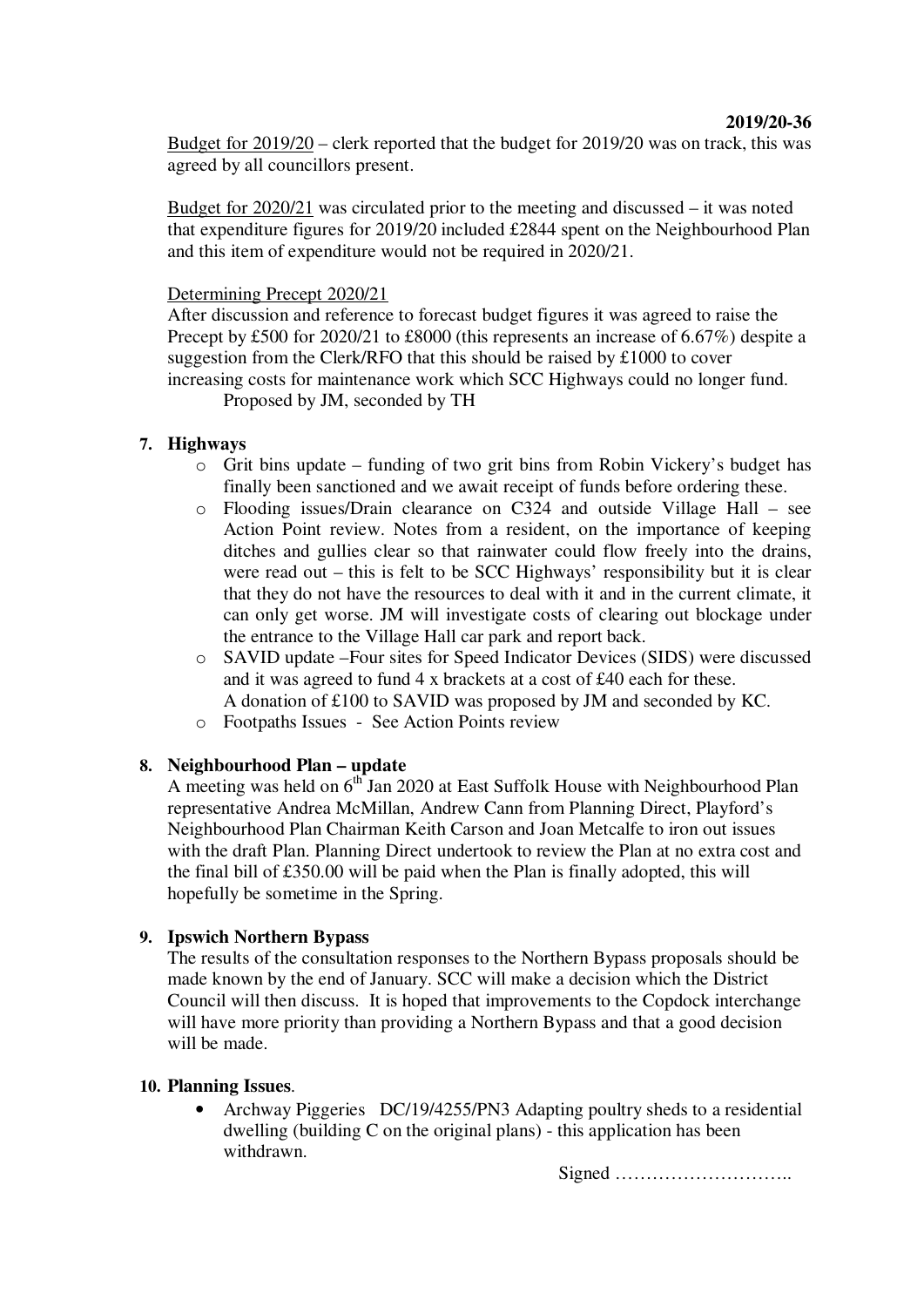**2019/20-36**

Budget for 2019/20 – clerk reported that the budget for 2019/20 was on track, this was agreed by all councillors present.

Budget for 2020/21 was circulated prior to the meeting and discussed – it was noted that expenditure figures for 2019/20 included £2844 spent on the Neighbourhood Plan and this item of expenditure would not be required in 2020/21.

Determining Precept 2020/21

After discussion and reference to forecast budget figures it was agreed to raise the Precept by £500 for 2020/21 to £8000 (this represents an increase of 6.67%) despite a suggestion from the Clerk/RFO that this should be raised by £1000 to cover increasing costs for maintenance work which SCC Highways could no longer fund.

Proposed by JM, seconded by TH

**7. Highways**

- Grit bins update – funding of two grit bins from Robin Vickery's budget has finally been sanctioned and we await receipt of funds before ordering these.
- Flooding issues/Drain clearance on C324 and outside Village Hall – see Action Point review. Notes from a resident, on the importance of keeping ditches and gullies clear so that rainwater could flow freely into the drains, were read out – this is felt to be SCC Highways' responsibility but it is clear that they do not have the resources to deal with it and in the current climate, it can only get worse. JM will investigate costs of clearing out blockage under the entrance to the Village Hall car park and report back.
- SAVID update –Four sites for Speed Indicator Devices (SIDS) were discussed and it was agreed to fund 4 x brackets at a cost of £40 each for these.
  A donation of £100 to SAVID was proposed by JM and seconded by KC.
- Footpaths Issues - See Action Points review

**8. Neighbourhood Plan – update**

A meeting was held on 6th Jan 2020 at East Suffolk House with Neighbourhood Plan representative Andrea McMillan, Andrew Cann from Planning Direct, Playford's Neighbourhood Plan Chairman Keith Carson and Joan Metcalfe to iron out issues with the draft Plan. Planning Direct undertook to review the Plan at no extra cost and the final bill of £350.00 will be paid when the Plan is finally adopted, this will hopefully be sometime in the Spring.

**9. Ipswich Northern Bypass**

The results of the consultation responses to the Northern Bypass proposals should be made known by the end of January. SCC will make a decision which the District Council will then discuss. It is hoped that improvements to the Copdock interchange will have more priority than providing a Northern Bypass and that a good decision will be made.

**10. Planning Issues**.

- Archway Piggeries DC/19/4255/PN3 Adapting poultry sheds to a residential dwelling (building C on the original plans) - this application has been withdrawn.

Signed ………………………..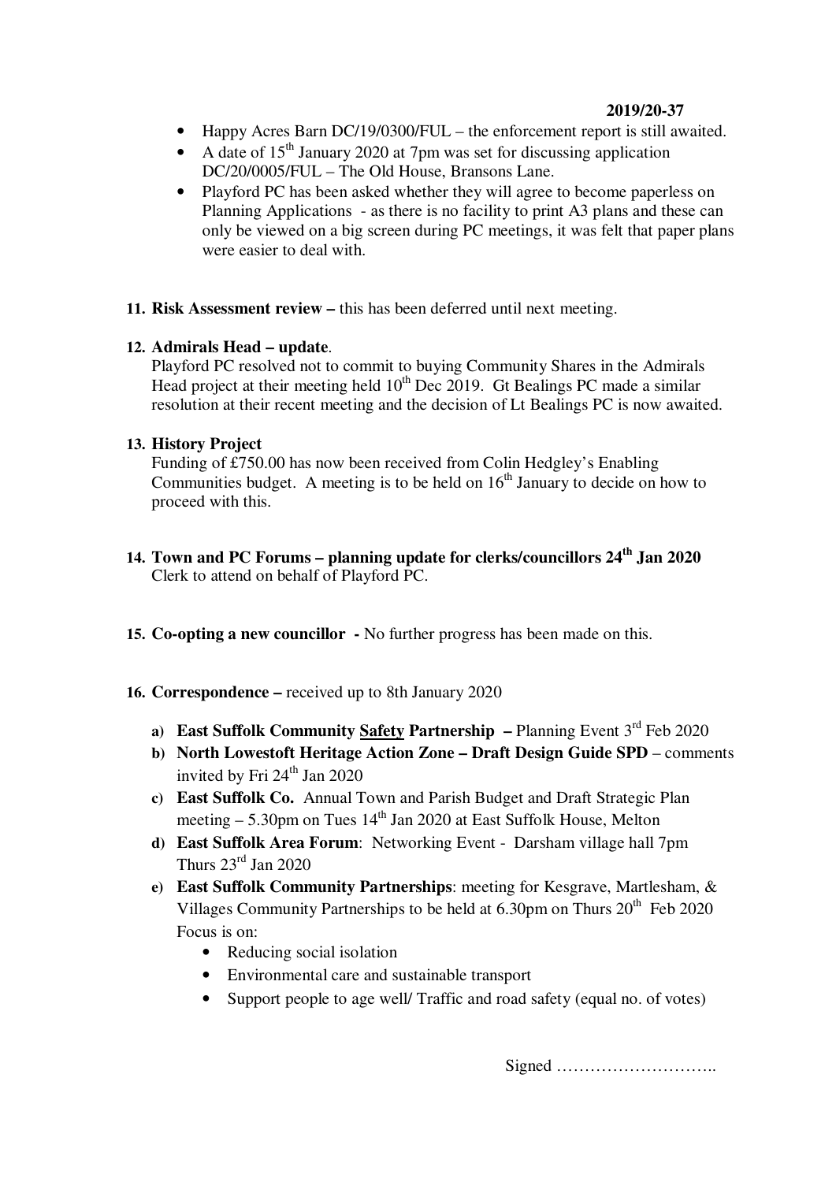- Happy Acres Barn DC/19/0300/FUL – the enforcement report is still awaited.
- A date of 15th January 2020 at 7pm was set for discussing application DC/20/0005/FUL – The Old House, Bransons Lane.
- Playford PC has been asked whether they will agree to become paperless on Planning Applications - as there is no facility to print A3 plans and these can only be viewed on a big screen during PC meetings, it was felt that paper plans were easier to deal with.

**11. Risk Assessment review –** this has been deferred until next meeting.

**12. Admirals Head – update**.

Playford PC resolved not to commit to buying Community Shares in the Admirals Head project at their meeting held 10th Dec 2019. Gt Bealings PC made a similar resolution at their recent meeting and the decision of Lt Bealings PC is now awaited.

**13. History Project**

Funding of £750.00 has now been received from Colin Hedgley's Enabling Communities budget. A meeting is to be held on 16th January to decide on how to proceed with this.

**14. Town and PC Forums – planning update for clerks/councillors 24th Jan 2020**

Clerk to attend on behalf of Playford PC.

**15. Co-opting a new councillor -** No further progress has been made on this.

**16. Correspondence –** received up to 8th January 2020

**a) East Suffolk Community Safety Partnership –** Planning Event 3rd Feb 2020

**b) North Lowestoft Heritage Action Zone – Draft Design Guide SPD** – comments invited by Fri 24th Jan 2020

**c) East Suffolk Co.** Annual Town and Parish Budget and Draft Strategic Plan meeting – 5.30pm on Tues 14th Jan 2020 at East Suffolk House, Melton

**d) East Suffolk Area Forum**: Networking Event - Darsham village hall 7pm Thurs 23rd Jan 2020

**e) East Suffolk Community Partnerships**: meeting for Kesgrave, Martlesham, & Villages Community Partnerships to be held at 6.30pm on Thurs 20th Feb 2020 Focus is on:

- Reducing social isolation
- Environmental care and sustainable transport
- Support people to age well/ Traffic and road safety (equal no. of votes)

Signed ………………………..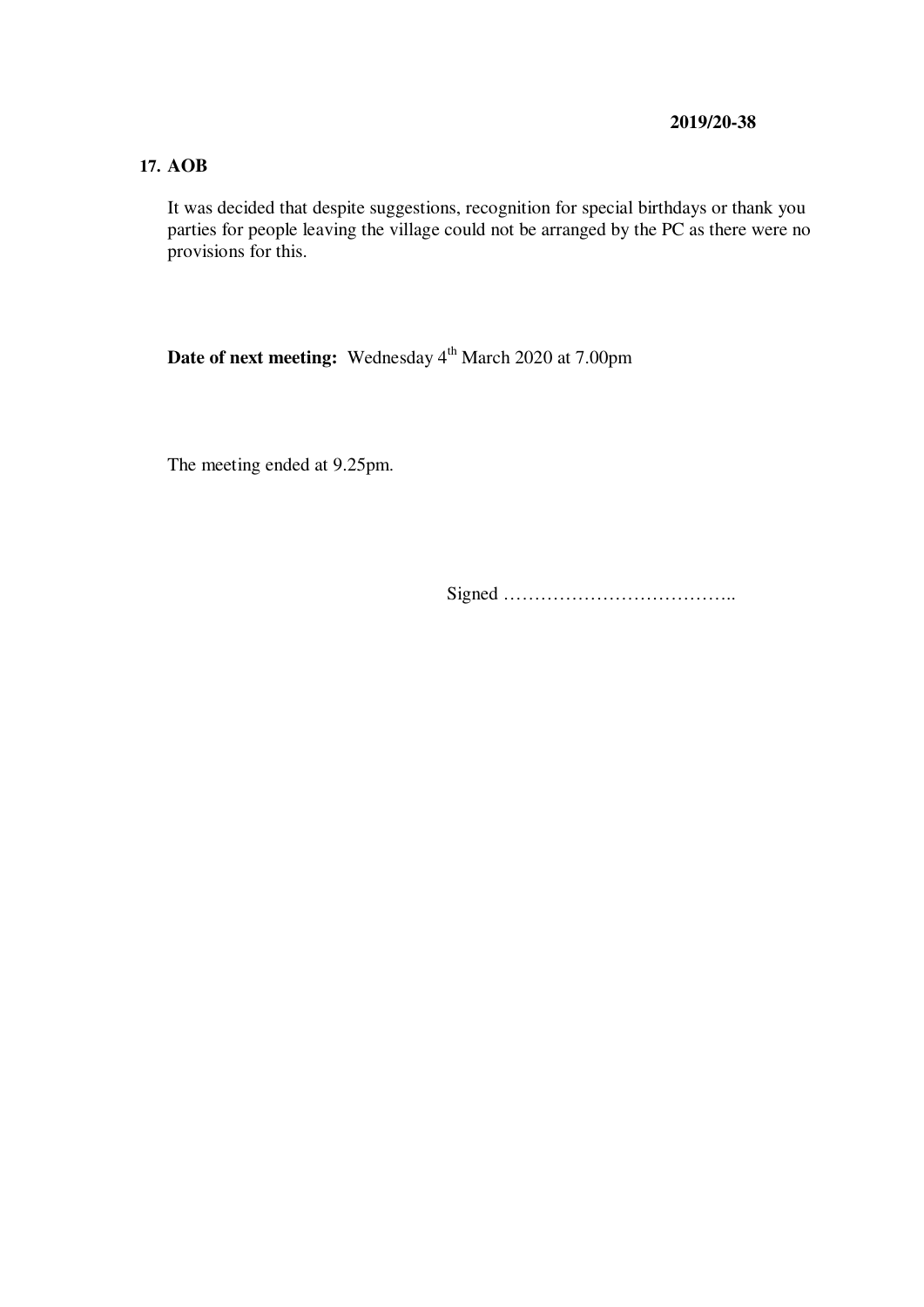**2019/20-38**

**17. AOB**

It was decided that despite suggestions, recognition for special birthdays or thank you parties for people leaving the village could not be arranged by the PC as there were no provisions for this.

**Date of next meeting:** Wednesday 4th March 2020 at 7.00pm

The meeting ended at 9.25pm.

Signed ………………………………..